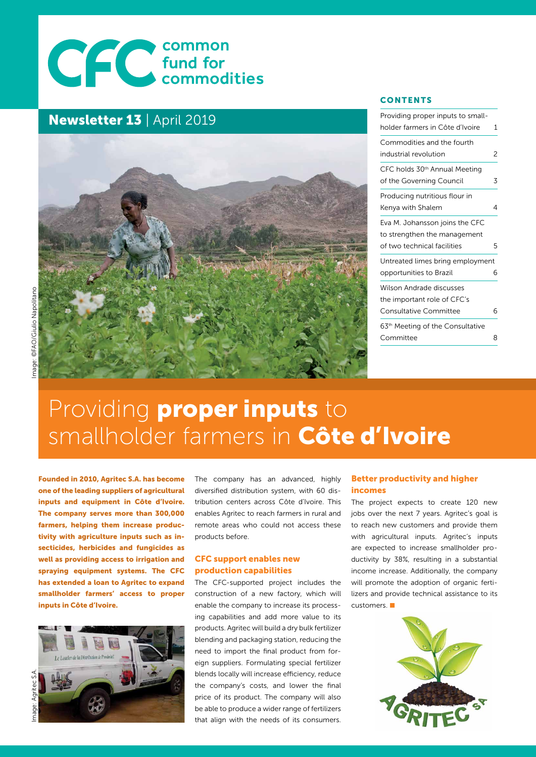# common fund for commodities

## Newsletter 13 | April 2019

Image: ©FAO/Giulio Napolitano

### CONTENTS

| | |
|---|---|
| Providing proper inputs to smallholder farmers in Côte d'Ivoire | 1 |
| Commodities and the fourth industrial revolution | 2 |
| CFC holds 30th Annual Meeting of the Governing Council | 3 |
| Producing nutritious flour in Kenya with Shalem | 4 |
| Eva M. Johansson joins the CFC to strengthen the management of two technical facilities | 5 |
| Untreated limes bring employment opportunities to Brazil | 6 |
| Wilson Andrade discusses the important role of CFC's Consultative Committee | 6 |
| 63th Meeting of the Consultative Committee | 8 |

# Providing **proper inputs** to smallholder farmers in **Côte d'Ivoire**

**Founded in 2010, Agritec S.A. has become one of the leading suppliers of agricultural inputs and equipment in Côte d'Ivoire. The company serves more than 300,000 farmers, helping them increase productivity with agriculture inputs such as insecticides, herbicides and fungicides as well as providing access to irrigation and spraying equipment systems. The CFC has extended a loan to Agritec to expand smallholder farmers' access to proper inputs in Côte d'Ivoire.**

Image: Agritec S.A.

The company has an advanced, highly diversified distribution system, with 60 distribution centers across Côte d'Ivoire. This enables Agritec to reach farmers in rural and remote areas who could not access these products before.

### CFC support enables new production capabilities

The CFC-supported project includes the construction of a new factory, which will enable the company to increase its processing capabilities and add more value to its products. Agritec will build a dry bulk fertilizer blending and packaging station, reducing the need to import the final product from foreign suppliers. Formulating special fertilizer blends locally will increase efficiency, reduce the company's costs, and lower the final price of its product. The company will also be able to produce a wider range of fertilizers that align with the needs of its consumers.

### Better productivity and higher incomes

The project expects to create 120 new jobs over the next 7 years. Agritec's goal is to reach new customers and provide them with agricultural inputs. Agritec's inputs are expected to increase smallholder productivity by 38%, resulting in a substantial income increase. Additionally, the company will promote the adoption of organic fertilizers and provide technical assistance to its customers. ■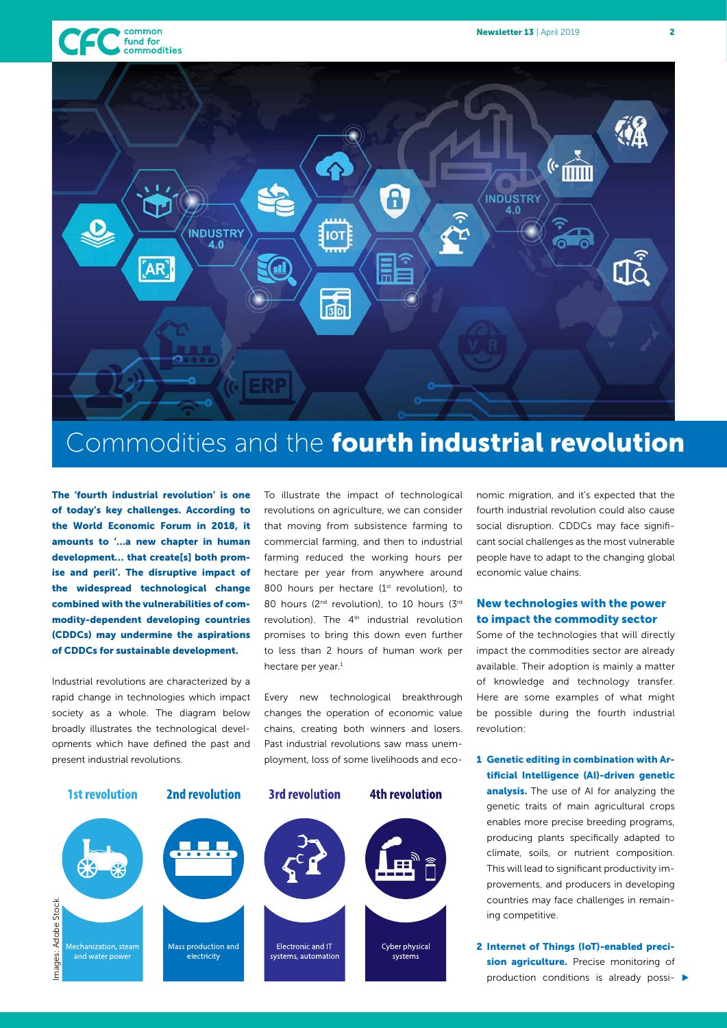# Commodities and the **fourth industrial revolution**

**The 'fourth industrial revolution' is one of today's key challenges. According to the World Economic Forum in 2018, it amounts to '…a new chapter in human development… that create[s] both promise and peril'. The disruptive impact of the widespread technological change combined with the vulnerabilities of commodity-dependent developing countries (CDDCs) may undermine the aspirations of CDDCs for sustainable development.**

Industrial revolutions are characterized by a rapid change in technologies which impact society as a whole. The diagram below broadly illustrates the technological developments which have defined the past and present industrial revolutions.

| 1st revolution | 2nd revolution | 3rd revolution | 4th revolution |
|---|---|---|---|
| Mechanization, steam and water power | Mass production and electricity | Electronic and IT systems, automation | Cyber physical systems |

Images: Adobe Stock

To illustrate the impact of technological revolutions on agriculture, we can consider that moving from subsistence farming to commercial farming, and then to industrial farming reduced the working hours per hectare per year from anywhere around 800 hours per hectare (1st revolution), to 80 hours (2nd revolution), to 10 hours (3rd revolution). The 4th industrial revolution promises to bring this down even further to less than 2 hours of human work per hectare per year.[1]

Every new technological breakthrough changes the operation of economic value chains, creating both winners and losers. Past industrial revolutions saw mass unemployment, loss of some livelihoods and economic migration, and it's expected that the fourth industrial revolution could also cause social disruption. CDDCs may face significant social challenges as the most vulnerable people have to adapt to the changing global economic value chains.

## New technologies with the power to impact the commodity sector

Some of the technologies that will directly impact the commodities sector are already available. Their adoption is mainly a matter of knowledge and technology transfer. Here are some examples of what might be possible during the fourth industrial revolution:

1. **Genetic editing in combination with Artificial Intelligence (AI)-driven genetic analysis.** The use of AI for analyzing the genetic traits of main agricultural crops enables more precise breeding programs, producing plants specifically adapted to climate, soils, or nutrient composition. This will lead to significant productivity improvements, and producers in developing countries may face challenges in remaining competitive.

2. **Internet of Things (IoT)-enabled precision agriculture.** Precise monitoring of production conditions is already possi-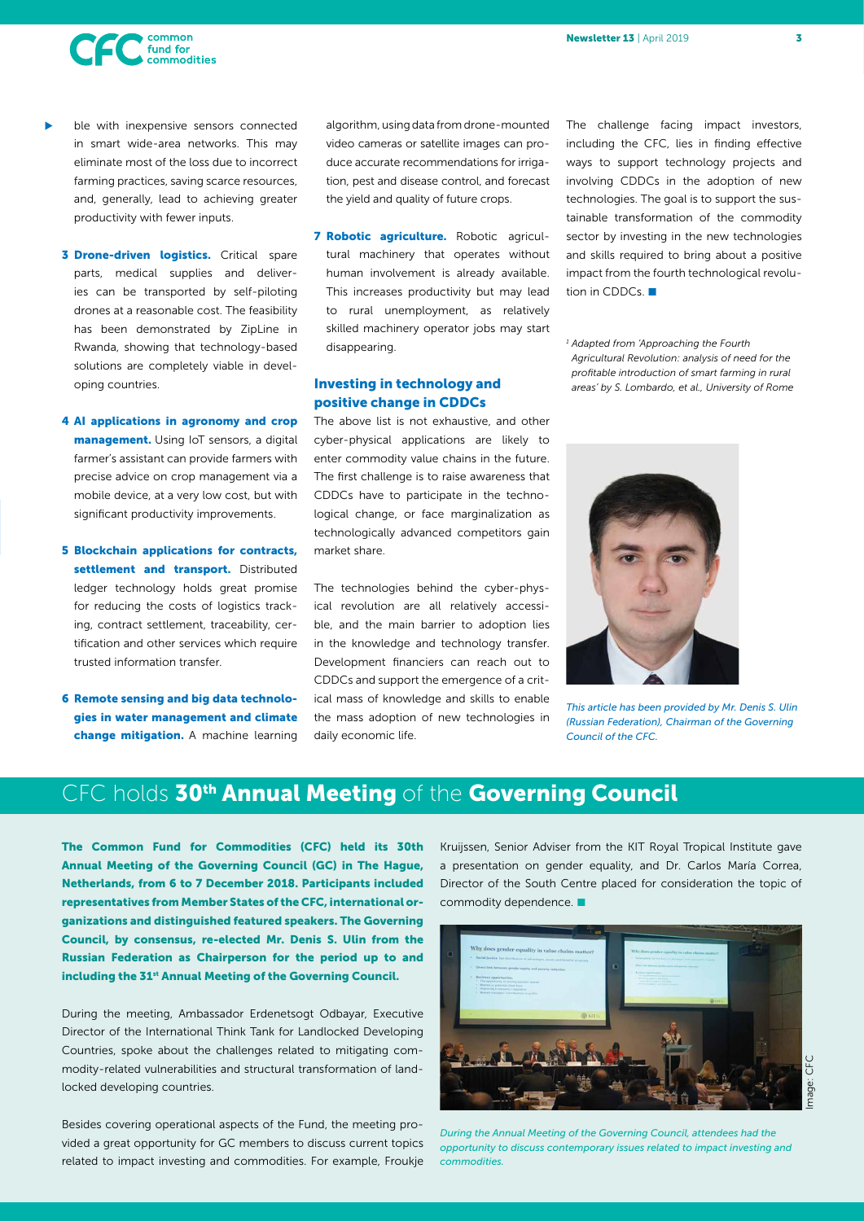ble with inexpensive sensors connected in smart wide-area networks. This may eliminate most of the loss due to incorrect farming practices, saving scarce resources, and, generally, lead to achieving greater productivity with fewer inputs.

3. **Drone-driven logistics.** Critical spare parts, medical supplies and deliveries can be transported by self-piloting drones at a reasonable cost. The feasibility has been demonstrated by ZipLine in Rwanda, showing that technology-based solutions are completely viable in developing countries.

4. **AI applications in agronomy and crop management.** Using IoT sensors, a digital farmer's assistant can provide farmers with precise advice on crop management via a mobile device, at a very low cost, but with significant productivity improvements.

5. **Blockchain applications for contracts, settlement and transport.** Distributed ledger technology holds great promise for reducing the costs of logistics tracking, contract settlement, traceability, certification and other services which require trusted information transfer.

6. **Remote sensing and big data technologies in water management and climate change mitigation.** A machine learning algorithm, using data from drone-mounted video cameras or satellite images can produce accurate recommendations for irrigation, pest and disease control, and forecast the yield and quality of future crops.

7. **Robotic agriculture.** Robotic agricultural machinery that operates without human involvement is already available. This increases productivity but may lead to rural unemployment, as relatively skilled machinery operator jobs may start disappearing.

### Investing in technology and positive change in CDDCs

The above list is not exhaustive, and other cyber-physical applications are likely to enter commodity value chains in the future. The first challenge is to raise awareness that CDDCs have to participate in the technological change, or face marginalization as technologically advanced competitors gain market share.

The technologies behind the cyber-physical revolution are all relatively accessible, and the main barrier to adoption lies in the knowledge and technology transfer. Development financiers can reach out to CDDCs and support the emergence of a critical mass of knowledge and skills to enable the mass adoption of new technologies in daily economic life.

The challenge facing impact investors, including the CFC, lies in finding effective ways to support technology projects and involving CDDCs in the adoption of new technologies. The goal is to support the sustainable transformation of the commodity sector by investing in the new technologies and skills required to bring about a positive impact from the fourth technological revolution in CDDCs. ■

*[1] Adapted from 'Approaching the Fourth Agricultural Revolution: analysis of need for the profitable introduction of smart farming in rural areas' by S. Lombardo, et al., University of Rome*

*This article has been provided by Mr. Denis S. Ulin (Russian Federation), Chairman of the Governing Council of the CFC.*

## CFC holds 30th Annual Meeting of the Governing Council

**The Common Fund for Commodities (CFC) held its 30th Annual Meeting of the Governing Council (GC) in The Hague, Netherlands, from 6 to 7 December 2018. Participants included representatives from Member States of the CFC, international organizations and distinguished featured speakers. The Governing Council, by consensus, re-elected Mr. Denis S. Ulin from the Russian Federation as Chairperson for the period up to and including the 31st Annual Meeting of the Governing Council.**

During the meeting, Ambassador Erdenetsogt Odbayar, Executive Director of the International Think Tank for Landlocked Developing Countries, spoke about the challenges related to mitigating commodity-related vulnerabilities and structural transformation of landlocked developing countries.

Besides covering operational aspects of the Fund, the meeting provided a great opportunity for GC members to discuss current topics related to impact investing and commodities. For example, Froukje Kruijssen, Senior Adviser from the KIT Royal Tropical Institute gave a presentation on gender equality, and Dr. Carlos María Correa, Director of the South Centre placed for consideration the topic of commodity dependence. ■

*During the Annual Meeting of the Governing Council, attendees had the opportunity to discuss contemporary issues related to impact investing and commodities.*

Image: CFC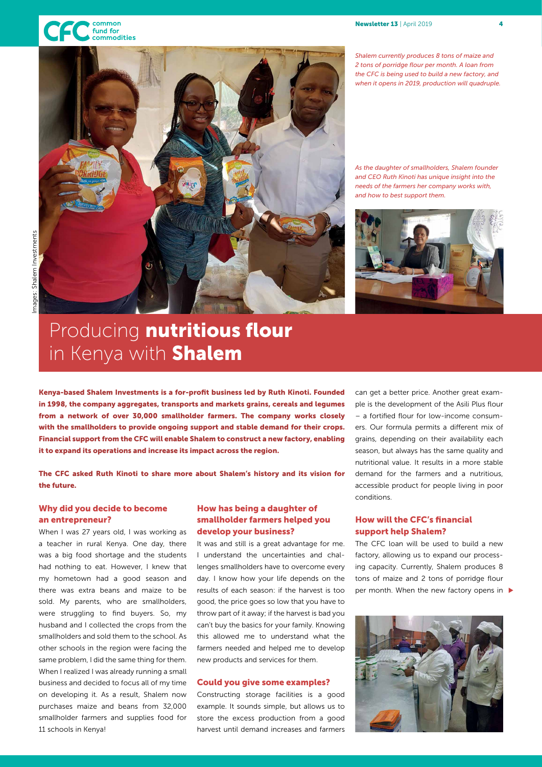*Shalem currently produces 8 tons of maize and 2 tons of porridge flour per month. A loan from the CFC is being used to build a new factory, and when it opens in 2019, production will quadruple.*

*As the daughter of smallholders, Shalem founder and CEO Ruth Kinoti has unique insight into the needs of the farmers her company works with, and how to best support them.*

Images: Shalem Investments

# Producing **nutritious flour** in Kenya with **Shalem**

**Kenya-based Shalem Investments is a for-profit business led by Ruth Kinoti. Founded in 1998, the company aggregates, transports and markets grains, cereals and legumes from a network of over 30,000 smallholder farmers. The company works closely with the smallholders to provide ongoing support and stable demand for their crops. Financial support from the CFC will enable Shalem to construct a new factory, enabling it to expand its operations and increase its impact across the region.**

**The CFC asked Ruth Kinoti to share more about Shalem's history and its vision for the future.**

### Why did you decide to become an entrepreneur?

When I was 27 years old, I was working as a teacher in rural Kenya. One day, there was a big food shortage and the students had nothing to eat. However, I knew that my hometown had a good season and there was extra beans and maize to be sold. My parents, who are smallholders, were struggling to find buyers. So, my husband and I collected the crops from the smallholders and sold them to the school. As other schools in the region were facing the same problem, I did the same thing for them. When I realized I was already running a small business and decided to focus all of my time on developing it. As a result, Shalem now purchases maize and beans from 32,000 smallholder farmers and supplies food for 11 schools in Kenya!

### How has being a daughter of smallholder farmers helped you develop your business?

It was and still is a great advantage for me. I understand the uncertainties and challenges smallholders have to overcome every day. I know how your life depends on the results of each season: if the harvest is too good, the price goes so low that you have to throw part of it away; if the harvest is bad you can't buy the basics for your family. Knowing this allowed me to understand what the farmers needed and helped me to develop new products and services for them.

### Could you give some examples?

Constructing storage facilities is a good example. It sounds simple, but allows us to store the excess production from a good harvest until demand increases and farmers can get a better price. Another great example is the development of the Asili Plus flour – a fortified flour for low-income consumers. Our formula permits a different mix of grains, depending on their availability each season, but always has the same quality and nutritional value. It results in a more stable demand for the farmers and a nutritious, accessible product for people living in poor conditions.

### How will the CFC's financial support help Shalem?

The CFC loan will be used to build a new factory, allowing us to expand our processing capacity. Currently, Shalem produces 8 tons of maize and 2 tons of porridge flour per month. When the new factory opens in ▶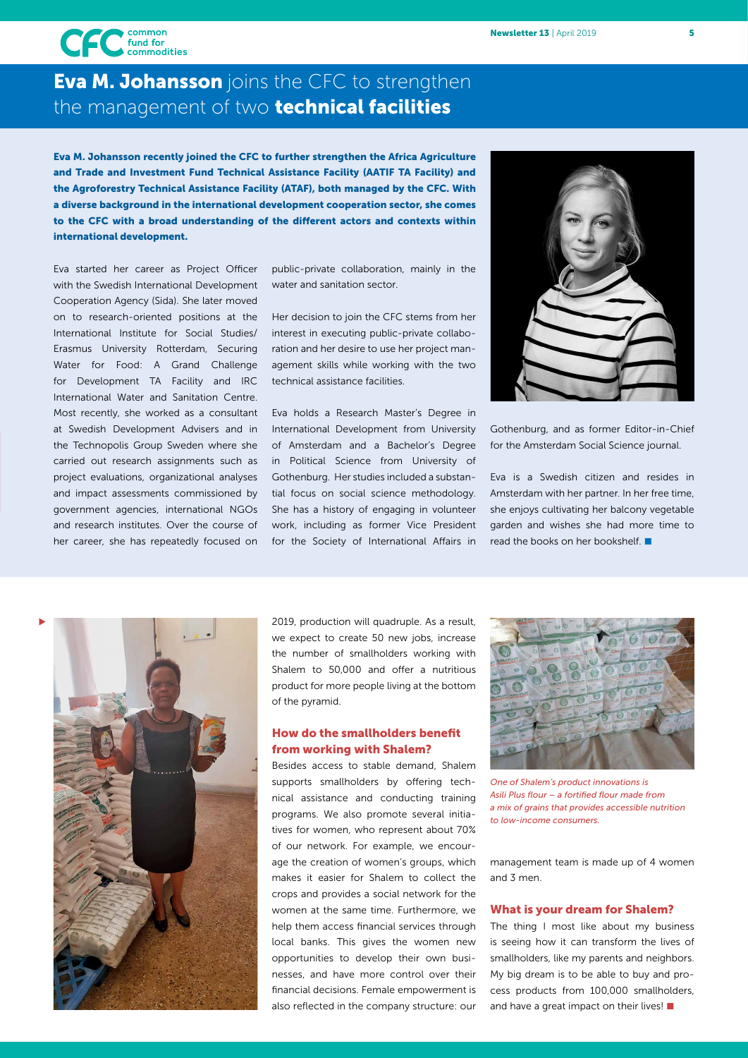# **Eva M. Johansson** joins the CFC to strengthen the management of two **technical facilities**

**Eva M. Johansson recently joined the CFC to further strengthen the Africa Agriculture and Trade and Investment Fund Technical Assistance Facility (AATIF TA Facility) and the Agroforestry Technical Assistance Facility (ATAF), both managed by the CFC. With a diverse background in the international development cooperation sector, she comes to the CFC with a broad understanding of the different actors and contexts within international development.**

Eva started her career as Project Officer with the Swedish International Development Cooperation Agency (Sida). She later moved on to research-oriented positions at the International Institute for Social Studies/ Erasmus University Rotterdam, Securing Water for Food: A Grand Challenge for Development TA Facility and IRC International Water and Sanitation Centre. Most recently, she worked as a consultant at Swedish Development Advisers and in the Technopolis Group Sweden where she carried out research assignments such as project evaluations, organizational analyses and impact assessments commissioned by government agencies, international NGOs and research institutes. Over the course of her career, she has repeatedly focused on public-private collaboration, mainly in the water and sanitation sector.

Her decision to join the CFC stems from her interest in executing public-private collaboration and her desire to use her project management skills while working with the two technical assistance facilities.

Eva holds a Research Master's Degree in International Development from University of Amsterdam and a Bachelor's Degree in Political Science from University of Gothenburg. Her studies included a substantial focus on social science methodology. She has a history of engaging in volunteer work, including as former Vice President for the Society of International Affairs in Gothenburg, and as former Editor-in-Chief for the Amsterdam Social Science journal.

Eva is a Swedish citizen and resides in Amsterdam with her partner. In her free time, she enjoys cultivating her balcony vegetable garden and wishes she had more time to read the books on her bookshelf. ■

---

2019, production will quadruple. As a result, we expect to create 50 new jobs, increase the number of smallholders working with Shalem to 50,000 and offer a nutritious product for more people living at the bottom of the pyramid.

### How do the smallholders benefit from working with Shalem?

Besides access to stable demand, Shalem supports smallholders by offering technical assistance and conducting training programs. We also promote several initiatives for women, who represent about 70% of our network. For example, we encourage the creation of women's groups, which makes it easier for Shalem to collect the crops and provides a social network for the women at the same time. Furthermore, we help them access financial services through local banks. This gives the women new opportunities to develop their own businesses, and have more control over their financial decisions. Female empowerment is also reflected in the company structure: our management team is made up of 4 women and 3 men.

*One of Shalem's product innovations is Asili Plus flour – a fortified flour made from a mix of grains that provides accessible nutrition to low-income consumers.*

### What is your dream for Shalem?

The thing I most like about my business is seeing how it can transform the lives of smallholders, like my parents and neighbors. My big dream is to be able to buy and process products from 100,000 smallholders, and have a great impact on their lives! ■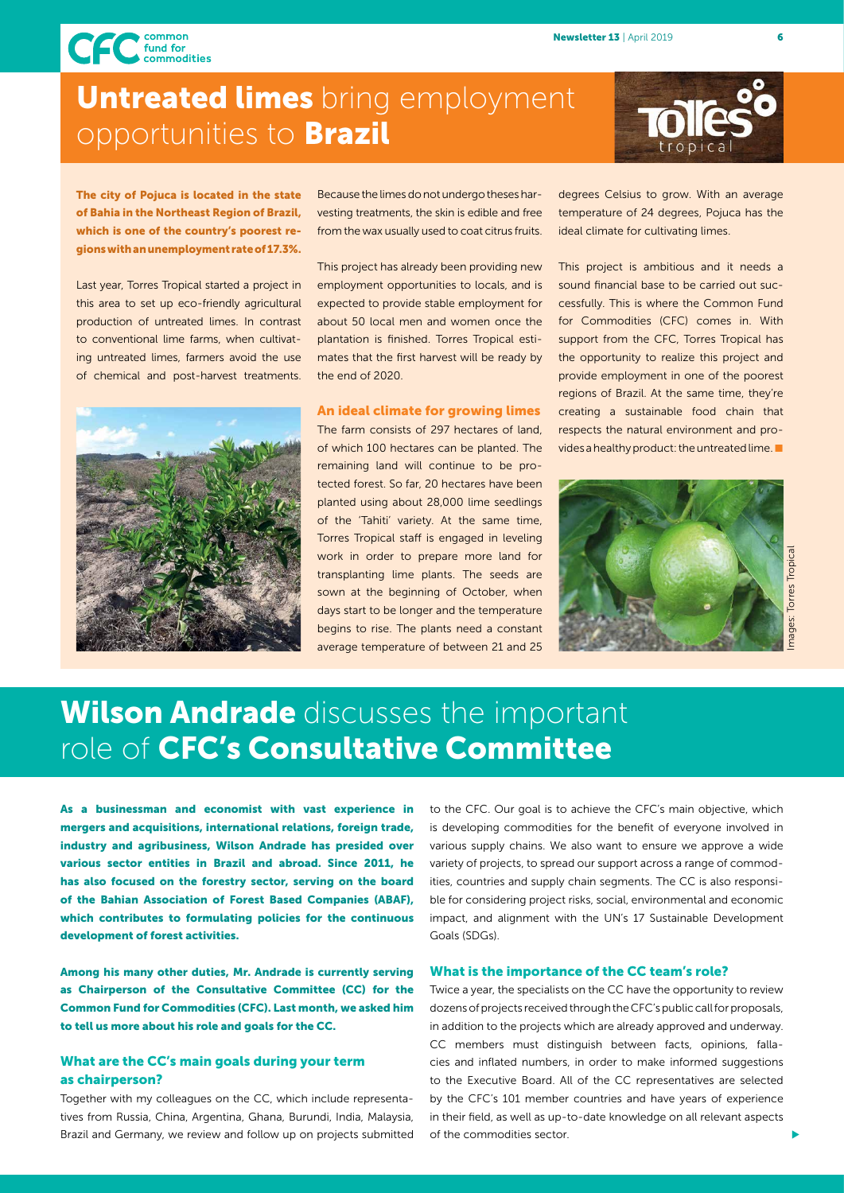# **Untreated limes** bring employment opportunities to **Brazil**

**The city of Pojuca is located in the state of Bahia in the Northeast Region of Brazil, which is one of the country's poorest regions with an unemployment rate of 17.3%.**

Last year, Torres Tropical started a project in this area to set up eco-friendly agricultural production of untreated limes. In contrast to conventional lime farms, when cultivating untreated limes, farmers avoid the use of chemical and post-harvest treatments. Because the limes do not undergo theses harvesting treatments, the skin is edible and free from the wax usually used to coat citrus fruits.

This project has already been providing new employment opportunities to locals, and is expected to provide stable employment for about 50 local men and women once the plantation is finished. Torres Tropical estimates that the first harvest will be ready by the end of 2020.

### An ideal climate for growing limes

The farm consists of 297 hectares of land, of which 100 hectares can be planted. The remaining land will continue to be protected forest. So far, 20 hectares have been planted using about 28,000 lime seedlings of the 'Tahiti' variety. At the same time, Torres Tropical staff is engaged in leveling work in order to prepare more land for transplanting lime plants. The seeds are sown at the beginning of October, when days start to be longer and the temperature begins to rise. The plants need a constant average temperature of between 21 and 25 degrees Celsius to grow. With an average temperature of 24 degrees, Pojuca has the ideal climate for cultivating limes.

This project is ambitious and it needs a sound financial base to be carried out successfully. This is where the Common Fund for Commodities (CFC) comes in. With support from the CFC, Torres Tropical has the opportunity to realize this project and provide employment in one of the poorest regions of Brazil. At the same time, they're creating a sustainable food chain that respects the natural environment and provides a healthy product: the untreated lime. ■

Images: Torres Tropical

# **Wilson Andrade** discusses the important role of **CFC's Consultative Committee**

**As a businessman and economist with vast experience in mergers and acquisitions, international relations, foreign trade, industry and agribusiness, Wilson Andrade has presided over various sector entities in Brazil and abroad. Since 2011, he has also focused on the forestry sector, serving on the board of the Bahian Association of Forest Based Companies (ABAF), which contributes to formulating policies for the continuous development of forest activities.**

**Among his many other duties, Mr. Andrade is currently serving as Chairperson of the Consultative Committee (CC) for the Common Fund for Commodities (CFC). Last month, we asked him to tell us more about his role and goals for the CC.**

### What are the CC's main goals during your term as chairperson?

Together with my colleagues on the CC, which include representatives from Russia, China, Argentina, Ghana, Burundi, India, Malaysia, Brazil and Germany, we review and follow up on projects submitted to the CFC. Our goal is to achieve the CFC's main objective, which is developing commodities for the benefit of everyone involved in various supply chains. We also want to ensure we approve a wide variety of projects, to spread our support across a range of commodities, countries and supply chain segments. The CC is also responsible for considering project risks, social, environmental and economic impact, and alignment with the UN's 17 Sustainable Development Goals (SDGs).

### What is the importance of the CC team's role?

Twice a year, the specialists on the CC have the opportunity to review dozens of projects received through the CFC's public call for proposals, in addition to the projects which are already approved and underway. CC members must distinguish between facts, opinions, fallacies and inflated numbers, in order to make informed suggestions to the Executive Board. All of the CC representatives are selected by the CFC's 101 member countries and have years of experience in their field, as well as up-to-date knowledge on all relevant aspects of the commodities sector.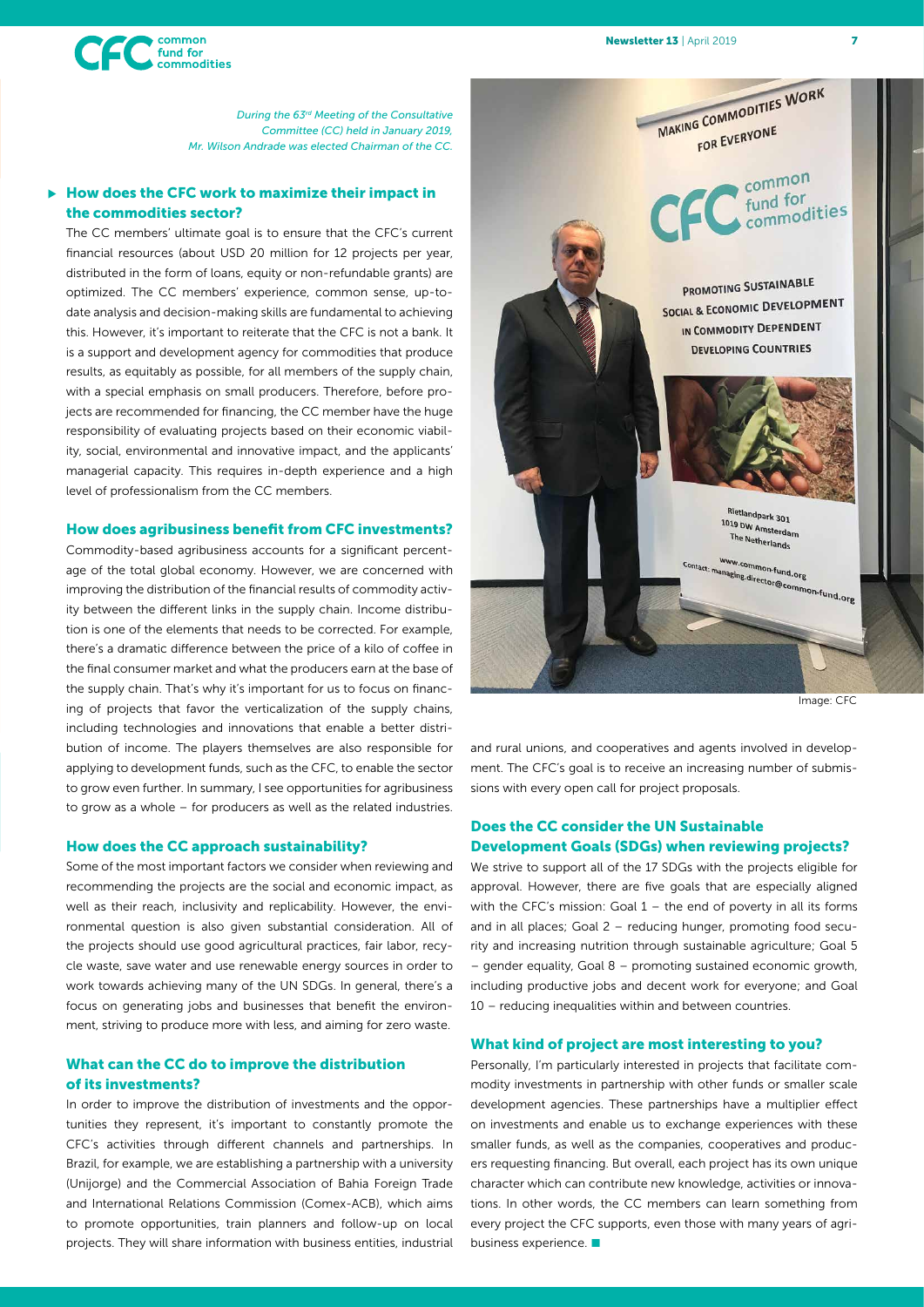*During the 63rd Meeting of the Consultative Committee (CC) held in January 2019, Mr. Wilson Andrade was elected Chairman of the CC.*

### How does the CFC work to maximize their impact in the commodities sector?

The CC members' ultimate goal is to ensure that the CFC's current financial resources (about USD 20 million for 12 projects per year, distributed in the form of loans, equity or non-refundable grants) are optimized. The CC members' experience, common sense, up-to-date analysis and decision-making skills are fundamental to achieving this. However, it's important to reiterate that the CFC is not a bank. It is a support and development agency for commodities that produce results, as equitably as possible, for all members of the supply chain, with a special emphasis on small producers. Therefore, before projects are recommended for financing, the CC member have the huge responsibility of evaluating projects based on their economic viability, social, environmental and innovative impact, and the applicants' managerial capacity. This requires in-depth experience and a high level of professionalism from the CC members.

### How does agribusiness benefit from CFC investments?

Commodity-based agribusiness accounts for a significant percentage of the total global economy. However, we are concerned with improving the distribution of the financial results of commodity activity between the different links in the supply chain. Income distribution is one of the elements that needs to be corrected. For example, there's a dramatic difference between the price of a kilo of coffee in the final consumer market and what the producers earn at the base of the supply chain. That's why it's important for us to focus on financing of projects that favor the verticalization of the supply chains, including technologies and innovations that enable a better distribution of income. The players themselves are also responsible for applying to development funds, such as the CFC, to enable the sector to grow even further. In summary, I see opportunities for agribusiness to grow as a whole – for producers as well as the related industries.

### How does the CC approach sustainability?

Some of the most important factors we consider when reviewing and recommending the projects are the social and economic impact, as well as their reach, inclusivity and replicability. However, the environmental question is also given substantial consideration. All of the projects should use good agricultural practices, fair labor, recycle waste, save water and use renewable energy sources in order to work towards achieving many of the UN SDGs. In general, there's a focus on generating jobs and businesses that benefit the environment, striving to produce more with less, and aiming for zero waste.

### What can the CC do to improve the distribution of its investments?

In order to improve the distribution of investments and the opportunities they represent, it's important to constantly promote the CFC's activities through different channels and partnerships. In Brazil, for example, we are establishing a partnership with a university (Unijorge) and the Commercial Association of Bahia Foreign Trade and International Relations Commission (Comex-ACB), which aims to promote opportunities, train planners and follow-up on local projects. They will share information with business entities, industrial and rural unions, and cooperatives and agents involved in development. The CFC's goal is to receive an increasing number of submissions with every open call for project proposals.

Image: CFC

### Does the CC consider the UN Sustainable Development Goals (SDGs) when reviewing projects?

We strive to support all of the 17 SDGs with the projects eligible for approval. However, there are five goals that are especially aligned with the CFC's mission: Goal 1 – the end of poverty in all its forms and in all places; Goal 2 – reducing hunger, promoting food security and increasing nutrition through sustainable agriculture; Goal 5 – gender equality, Goal 8 – promoting sustained economic growth, including productive jobs and decent work for everyone; and Goal 10 – reducing inequalities within and between countries.

### What kind of project are most interesting to you?

Personally, I'm particularly interested in projects that facilitate commodity investments in partnership with other funds or smaller scale development agencies. These partnerships have a multiplier effect on investments and enable us to exchange experiences with these smaller funds, as well as the companies, cooperatives and producers requesting financing. But overall, each project has its own unique character which can contribute new knowledge, activities or innovations. In other words, the CC members can learn something from every project the CFC supports, even those with many years of agribusiness experience. ■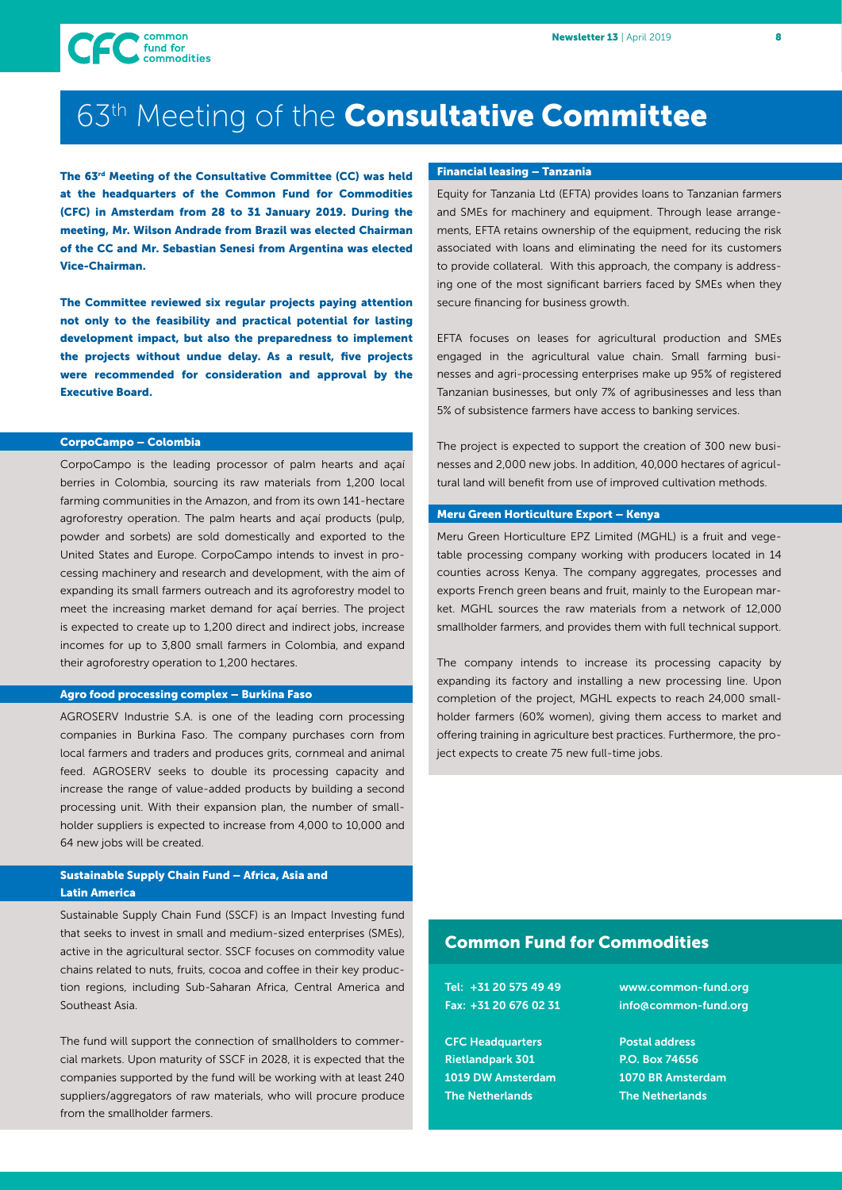# 63[th] Meeting of the **Consultative Committee**

**The 63[rd] Meeting of the Consultative Committee (CC) was held at the headquarters of the Common Fund for Commodities (CFC) in Amsterdam from 28 to 31 January 2019. During the meeting, Mr. Wilson Andrade from Brazil was elected Chairman of the CC and Mr. Sebastian Senesi from Argentina was elected Vice-Chairman.**

**The Committee reviewed six regular projects paying attention not only to the feasibility and practical potential for lasting development impact, but also the preparedness to implement the projects without undue delay. As a result, five projects were recommended for consideration and approval by the Executive Board.**

### CorpoCampo – Colombia

CorpoCampo is the leading processor of palm hearts and açaí berries in Colombia, sourcing its raw materials from 1,200 local farming communities in the Amazon, and from its own 141-hectare agroforestry operation. The palm hearts and açaí products (pulp, powder and sorbets) are sold domestically and exported to the United States and Europe. CorpoCampo intends to invest in processing machinery and research and development, with the aim of expanding its small farmers outreach and its agroforestry model to meet the increasing market demand for açaí berries. The project is expected to create up to 1,200 direct and indirect jobs, increase incomes for up to 3,800 small farmers in Colombia, and expand their agroforestry operation to 1,200 hectares.

### Agro food processing complex – Burkina Faso

AGROSERV Industrie S.A. is one of the leading corn processing companies in Burkina Faso. The company purchases corn from local farmers and traders and produces grits, cornmeal and animal feed. AGROSERV seeks to double its processing capacity and increase the range of value-added products by building a second processing unit. With their expansion plan, the number of smallholder suppliers is expected to increase from 4,000 to 10,000 and 64 new jobs will be created.

### Sustainable Supply Chain Fund – Africa, Asia and Latin America

Sustainable Supply Chain Fund (SSCF) is an Impact Investing fund that seeks to invest in small and medium-sized enterprises (SMEs), active in the agricultural sector. SSCF focuses on commodity value chains related to nuts, fruits, cocoa and coffee in their key production regions, including Sub-Saharan Africa, Central America and Southeast Asia.

The fund will support the connection of smallholders to commercial markets. Upon maturity of SSCF in 2028, it is expected that the companies supported by the fund will be working with at least 240 suppliers/aggregators of raw materials, who will procure produce from the smallholder farmers.

### Financial leasing – Tanzania

Equity for Tanzania Ltd (EFTA) provides loans to Tanzanian farmers and SMEs for machinery and equipment. Through lease arrangements, EFTA retains ownership of the equipment, reducing the risk associated with loans and eliminating the need for its customers to provide collateral. With this approach, the company is addressing one of the most significant barriers faced by SMEs when they secure financing for business growth.

EFTA focuses on leases for agricultural production and SMEs engaged in the agricultural value chain. Small farming businesses and agri-processing enterprises make up 95% of registered Tanzanian businesses, but only 7% of agribusinesses and less than 5% of subsistence farmers have access to banking services.

The project is expected to support the creation of 300 new businesses and 2,000 new jobs. In addition, 40,000 hectares of agricultural land will benefit from use of improved cultivation methods.

### Meru Green Horticulture Export – Kenya

Meru Green Horticulture EPZ Limited (MGHL) is a fruit and vegetable processing company working with producers located in 14 counties across Kenya. The company aggregates, processes and exports French green beans and fruit, mainly to the European market. MGHL sources the raw materials from a network of 12,000 smallholder farmers, and provides them with full technical support.

The company intends to increase its processing capacity by expanding its factory and installing a new processing line. Upon completion of the project, MGHL expects to reach 24,000 smallholder farmers (60% women), giving them access to market and offering training in agriculture best practices. Furthermore, the project expects to create 75 new full-time jobs.

## Common Fund for Commodities

Tel: +31 20 575 49 49
Fax: +31 20 676 02 31

www.common-fund.org
info@common-fund.org

CFC Headquarters
Rietlandpark 301
1019 DW Amsterdam
The Netherlands

Postal address
P.O. Box 74656
1070 BR Amsterdam
The Netherlands